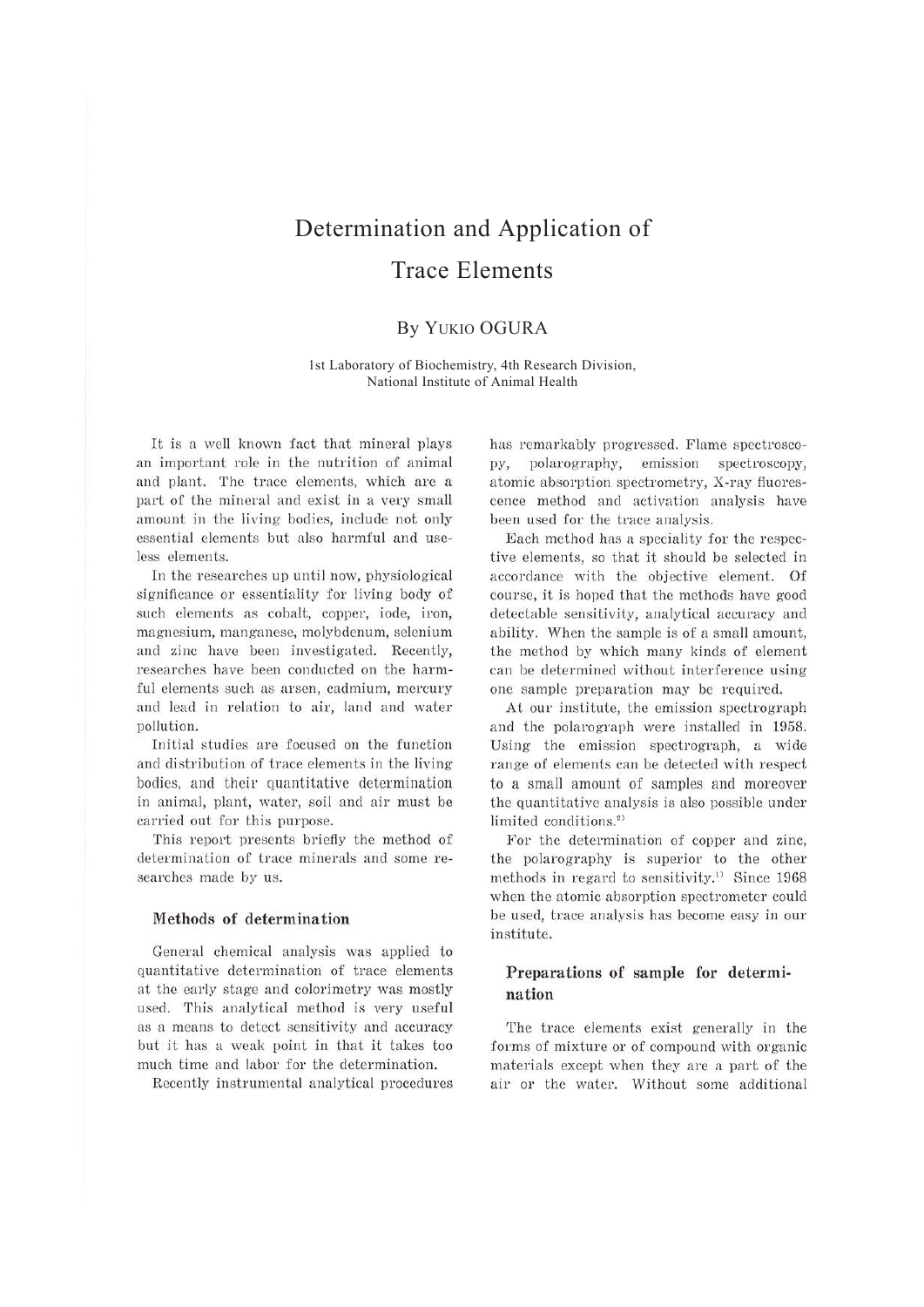# Determination and Application of Trace Elements

By YUKIO OGURA

1st Laboratory of Biochemistry, 4th Research Division, National Institute of Animal Health

It is a well known fact that mineral plays an important role in the nutrition of animal and plant. The trace elements, which are a part of the mineral and exist in a very small amount in the living bodies, include not only essential elements but also harmful and useless elements.

In the researches up until now, physiological significance or essentiality for living body of such elements as cobalt, copper, iode, iron, magnesium, manganese, molybdenum, selenium and zinc have been investigated. Recently, researches have been conducted on the harmful elements such as arsen, cadmium, mercury and lead in relation to air, land and water pollution.

Initial studies are focused on the function and distribution of trace elements in the living bodies, and their quantitative determination in animal, plant, water, soil and air must be carried out for this purpose.

This report presents briefly the method of determination of trace minerals and some researches made by us.

## Methods of determination

General chemical analysis was applied to quantitative determination of trace elements at the early stage and colorimetry was mostly used. This analytical method is very useful as a means to detect sensitivity and accuracy but it has a weak point in that it takes too much time and labor for the determination.

Recently instrumental analytical procedures has remarkably progressed. Flame spectroscopy, polarography, emission spectroscopy, atomic absorption spectrometry, X-ray fluorescence method and activation analysis have been used for the trace analysis.

Each method has a speciality for the respective elements, so that it should be selected in accordance with the objective element. Of course, it is hoped that the methods have good detectable sensitivity, analytical accuracy and ability. When the sample is of a small amount, the method by which many kinds of element can be determined without interference using one sample preparation may be required.

At our institute, the emission spectrograph and the polarograph were installed in 1958. Using the emission spectrograph, a wide range of elements can be detected with respect to a small amount of samples and moreover the quantitative analysis is also possible under limited conditions.[2]

For the determination of copper and zinc, the polarography is superior to the other methods in regard to sensitivity.[1] Since 1968 when the atomic absorption spectrometer could be used, trace analysis has become easy in our institute.

## Preparations of sample for determination

The trace elements exist generally in the forms of mixture or of compound with organic materials except when they are a part of the air or the water. Without some additional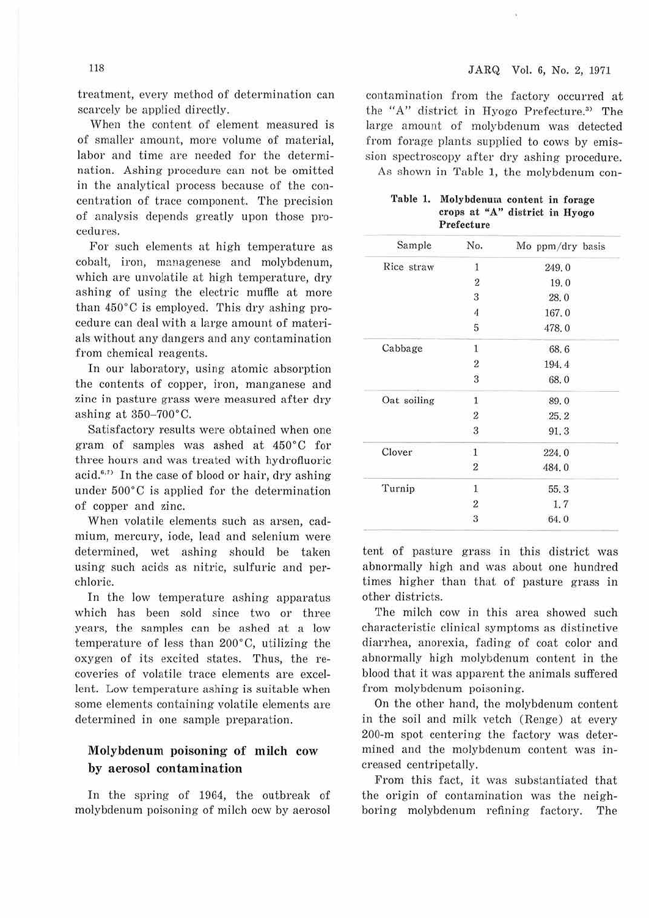treatment, every method of determination can scarcely be applied directly.

When the content of element measured is of smaller amount, more volume of material, labor and time are needed for the determination. Ashing procedure can not be omitted in the analytical process because of the concentration of trace component. The precision of analysis depends greatly upon those procedures.

For such elements at high temperature as cobalt, iron, managenese and molybdenum, which are unvolatile at high temperature, dry ashing of using the electric muffle at more than 450°C is employed. This dry ashing procedure can deal with a large amount of materials without any dangers and any contamination from chemical reagents.

In our laboratory, using atomic absorption the contents of copper, iron, manganese and zinc in pasture grass were measured after dry ashing at 350–700°C.

Satisfactory results were obtained when one gram of samples was ashed at 450°C for three hours and was treated with hydrofluoric acid.[6,7] In the case of blood or hair, dry ashing under 500°C is applied for the determination of copper and zinc.

When volatile elements such as arsen, cadmium, mercury, iode, lead and selenium were determined, wet ashing should be taken using such acids as nitric, sulfuric and perchloric.

In the low temperature ashing apparatus which has been sold since two or three years, the samples can be ashed at a low temperature of less than 200°C, utilizing the oxygen of its excited states. Thus, the recoveries of volatile trace elements are excellent. Low temperature ashing is suitable when some elements containing volatile elements are determined in one sample preparation.

## Molybdenum poisoning of milch cow by aerosol contamination

In the spring of 1964, the outbreak of molybdenum poisoning of milch ocw by aerosol contamination from the factory occurred at the "A" district in Hyogo Prefecture.[3] The large amount of molybdenum was detected from forage plants supplied to cows by emission spectroscopy after dry ashing procedure.

As shown in Table 1, the molybdenum content of pasture grass in this district was abnormally high and was about one hundred times higher than that of pasture grass in other districts.

**Table 1. Molybdenum content in forage crops at "A" district in Hyogo Prefecture**

| Sample | No. | Mo ppm/dry basis |
|---|---|---|
| Rice straw | 1 | 249.0 |
| | 2 | 19.0 |
| | 3 | 28.0 |
| | 4 | 167.0 |
| | 5 | 478.0 |
| Cabbage | 1 | 68.6 |
| | 2 | 194.4 |
| | 3 | 68.0 |
| Oat soiling | 1 | 89.0 |
| | 2 | 25.2 |
| | 3 | 91.3 |
| Clover | 1 | 224.0 |
| | 2 | 484.0 |
| Turnip | 1 | 55.3 |
| | 2 | 1.7 |
| | 3 | 64.0 |

The milch cow in this area showed such characteristic clinical symptoms as distinctive diarrhea, anorexia, fading of coat color and abnormally high molybdenum content in the blood that it was apparent the animals suffered from molybdenum poisoning.

On the other hand, the molybdenum content in the soil and milk vetch (Renge) at every 200-m spot centering the factory was determined and the molybdenum content was increased centripetally.

From this fact, it was substantiated that the origin of contamination was the neighboring molybdenum refining factory. The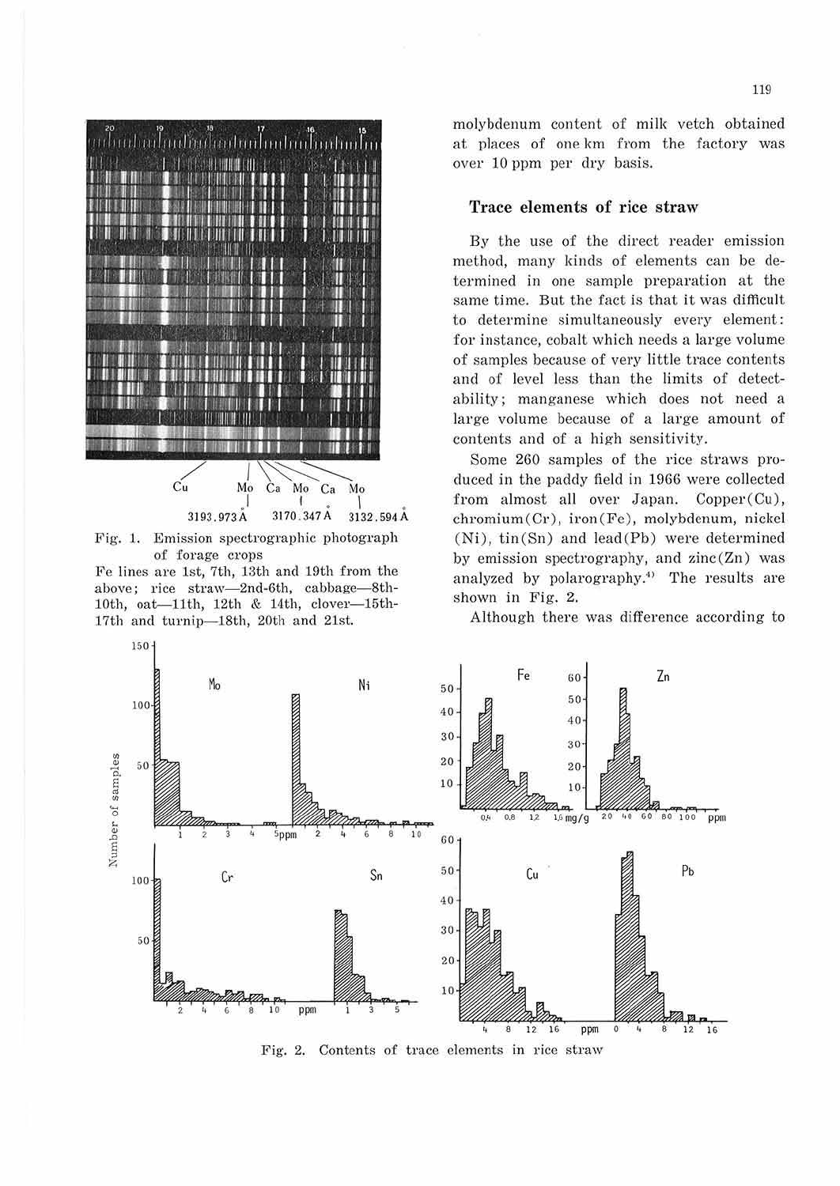Cu Mo Ca Mo Ca Mo

3193.973Å 3170.347Å 3132.594Å

Fig. 1. Emission spectrographic photograph of forage crops
Fe lines are 1st, 7th, 13th and 19th from the above; rice straw—2nd-6th, cabbage—8th-10th, oat—11th, 12th & 14th, clover—15th-17th and turnip—18th, 20th and 21st.

molybdenum content of milk vetch obtained at places of one km from the factory was over 10 ppm per dry basis.

## Trace elements of rice straw

By the use of the direct reader emission method, many kinds of elements can be determined in one sample preparation at the same time. But the fact is that it was difficult to determine simultaneously every element: for instance, cobalt which needs a large volume of samples because of very little trace contents and of level less than the limits of detectability; manganese which does not need a large volume because of a large amount of contents and of a high sensitivity.

Some 260 samples of the rice straws produced in the paddy field in 1966 were collected from almost all over Japan. Copper(Cu), chromium(Cr), iron(Fe), molybdenum, nickel (Ni), tin(Sn) and lead(Pb) were determined by emission spectrography, and zinc(Zn) was analyzed by polarography.[4] The results are shown in Fig. 2.

Although there was difference according to

Fig. 2. Contents of trace elements in rice straw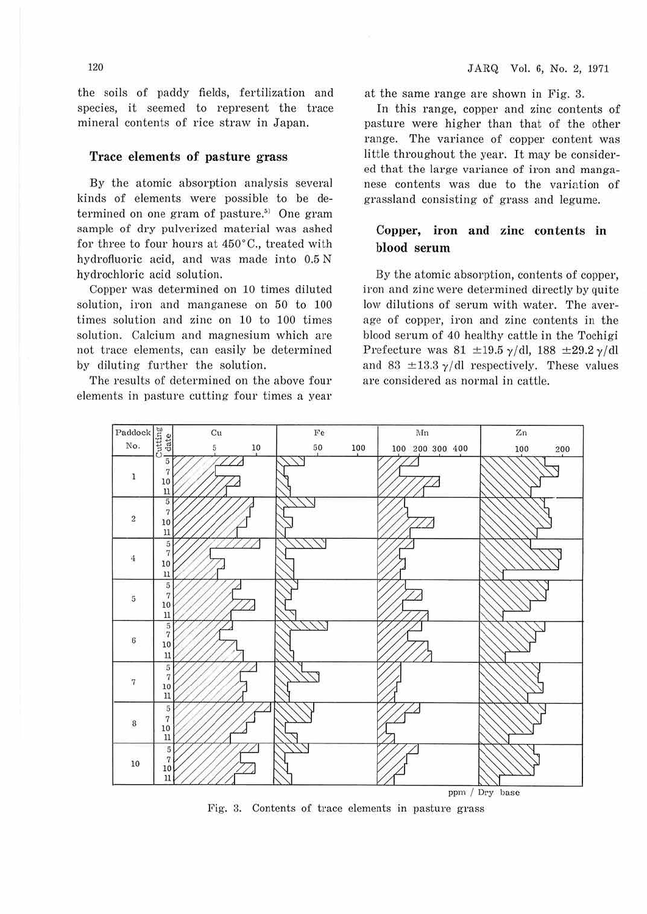the soils of paddy fields, fertilization and species, it seemed to represent the trace mineral contents of rice straw in Japan.

### Trace elements of pasture grass

By the atomic absorption analysis several kinds of elements were possible to be determined on one gram of pasture.[5] One gram sample of dry pulverized material was ashed for three to four hours at 450°C., treated with hydrofluoric acid, and was made into 0.5 N hydrochloric acid solution.

Copper was determined on 10 times diluted solution, iron and manganese on 50 to 100 times solution and zinc on 10 to 100 times solution. Calcium and magnesium which are not trace elements, can easily be determined by diluting further the solution.

The results of determined on the above four elements in pasture cutting four times a year at the same range are shown in Fig. 3.

In this range, copper and zinc contents of pasture were higher than that of the other range. The variance of copper content was little throughout the year. It may be considered that the large variance of iron and manganese contents was due to the variation of grassland consisting of grass and legume.

### Copper, iron and zinc contents in blood serum

By the atomic absorption, contents of copper, iron and zinc were determined directly by quite low dilutions of serum with water. The average of copper, iron and zinc contents in the blood serum of 40 healthy cattle in the Tochigi Prefecture was 81 ±19.5 γ/dl, 188 ±29.2 γ/dl and 83 ±13.3 γ/dl respectively. These values are considered as normal in cattle.

Fig. 3. Contents of trace elements in pasture grass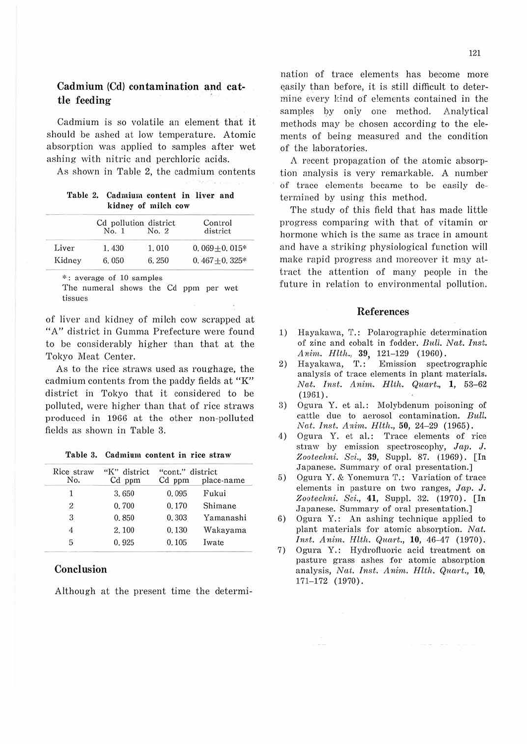## Cadmium (Cd) contamination and cattle feeding

Cadmium is so volatile an element that it should be ashed at low temperature. Atomic absorption was applied to samples after wet ashing with nitric and perchloric acids.

As shown in Table 2, the cadmium contents of liver and kidney of milch cow scrapped at "A" district in Gumma Prefecture were found to be considerably higher than that at the Tokyo Meat Center.

**Table 2. Cadmium content in liver and kidney of milch cow**

| | Cd pollution district No. 1 | Cd pollution district No. 2 | Control district |
|---|---|---|---|
| Liver | 1.430 | 1.010 | 0.069±0.015* |
| Kidney | 6.050 | 6.250 | 0.467±0.325* |

*: average of 10 samples
The numeral shows the Cd ppm per wet tissues

As to the rice straws used as roughage, the cadmium contents from the paddy fields at "K" district in Tokyo that it considered to be polluted, were higher than that of rice straws produced in 1966 at the other non-polluted fields as shown in Table 3.

**Table 3. Cadmium content in rice straw**

| Rice straw No. | "K" district Cd ppm | "cont." district Cd ppm | place-name |
|---|---|---|---|
| 1 | 3.650 | 0.095 | Fukui |
| 2 | 0.700 | 0.170 | Shimane |
| 3 | 0.850 | 0.303 | Yamanashi |
| 4 | 2.100 | 0.130 | Wakayama |
| 5 | 0.925 | 0.105 | Iwate |

## Conclusion

Although at the present time the determination of trace elements has become more easily than before, it is still difficult to determine every kind of elements contained in the samples by only one method. Analytical methods may be chosen according to the elements of being measured and the condition of the laboratories.

A recent propagation of the atomic absorption analysis is very remarkable. A number of trace elements became to be easily determined by using this method.

The study of this field that has made little progress comparing with that of vitamin or hormone which is the same as trace in amount and have a striking physiological function will make rapid progress and moreover it may attract the attention of many people in the future in relation to environmental pollution.

## References

1) Hayakawa, T.: Polarographic determination of zinc and cobalt in fodder. *Bull. Nat. Inst. Anim. Hlth.*, **39**, 121–129 (1960).
2) Hayakawa, T.: Emission spectrographic analysis of trace elements in plant materials. *Nat. Inst. Anim. Hlth. Quart.*, **1**, 53–62 (1961).
3) Ogura Y. et al.: Molybdenum poisoning of cattle due to aerosol contamination. *Bull. Nat. Inst. Anim. Hlth.*, **50**, 24–29 (1965).
4) Ogura Y. et al.: Trace elements of rice straw by emission spectroscophy, *Jap. J. Zootechni. Sci.*, **39**, Suppl. 87. (1969). [In Japanese. Summary of oral presentation.]
5) Ogura Y. & Yonemura T.: Variation of trace elements in pasture on two ranges, *Jap. J. Zootechni. Sci.*, **41**, Suppl. 32. (1970). [In Japanese. Summary of oral presentation.]
6) Ogura Y.: An ashing technique applied to plant materials for atomic absorption. *Nat. Inst. Anim. Hlth. Quart.*, **10**, 46–47 (1970).
7) Ogura Y.: Hydrofluoric acid treatment on pasture grass ashes for atomic absorption analysis, *Nat. Inst. Anim. Hlth. Quart.*, **10**, 171–172 (1970).